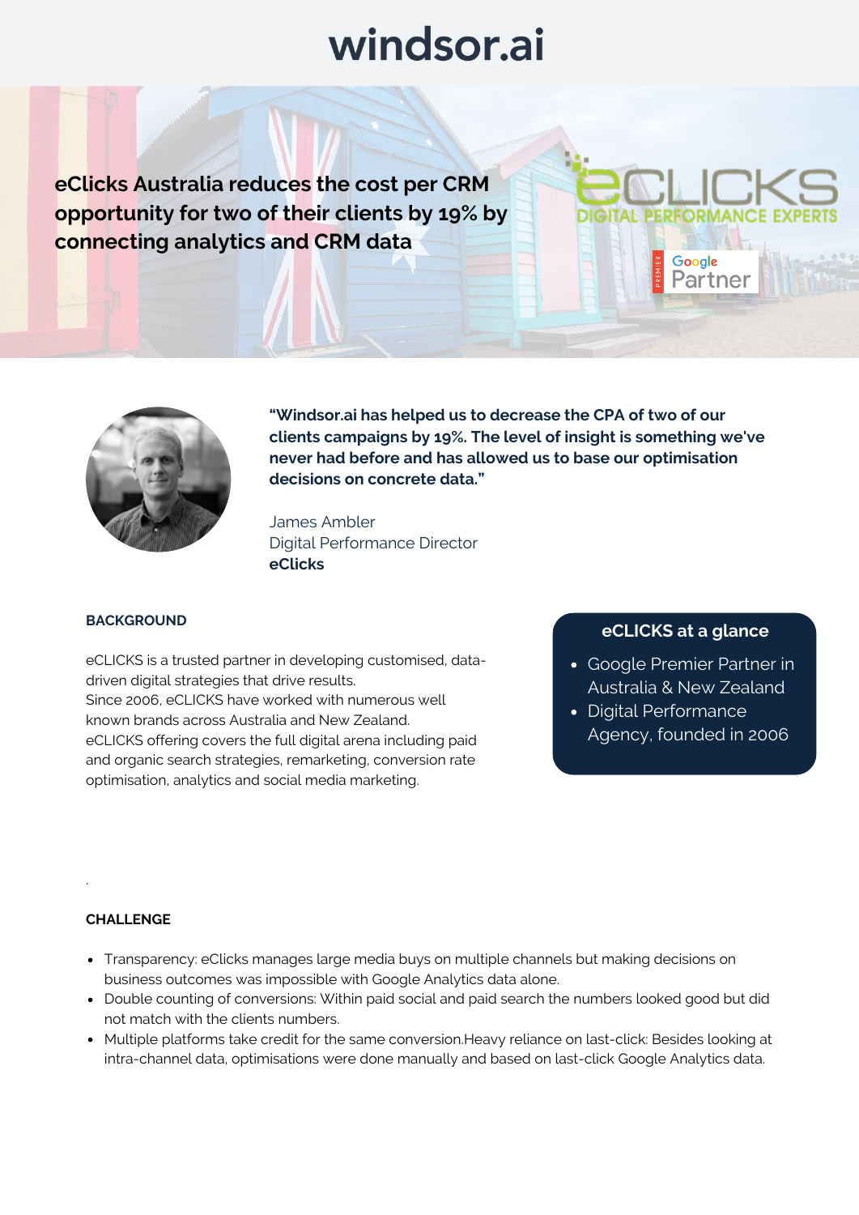windsor.ai

# eClicks Australia reduces the cost per CRM opportunity for two of their clients by 19% by connecting analytics and CRM data

eCLICKS DIGITAL PERFORMANCE EXPERTS

PREMIER Google Partner

**"Windsor.ai has helped us to decrease the CPA of two of our clients campaigns by 19%. The level of insight is something we've never had before and has allowed us to base our optimisation decisions on concrete data."**

James Ambler
Digital Performance Director
**eClicks**

## BACKGROUND

eCLICKS is a trusted partner in developing customised, data-driven digital strategies that drive results.
Since 2006, eCLICKS have worked with numerous well known brands across Australia and New Zealand.
eCLICKS offering covers the full digital arena including paid and organic search strategies, remarketing, conversion rate optimisation, analytics and social media marketing.

### eCLICKS at a glance

- Google Premier Partner in Australia & New Zealand
- Digital Performance Agency, founded in 2006

## CHALLENGE

- Transparency: eClicks manages large media buys on multiple channels but making decisions on business outcomes was impossible with Google Analytics data alone.
- Double counting of conversions: Within paid social and paid search the numbers looked good but did not match with the clients numbers.
- Multiple platforms take credit for the same conversion.Heavy reliance on last-click: Besides looking at intra-channel data, optimisations were done manually and based on last-click Google Analytics data.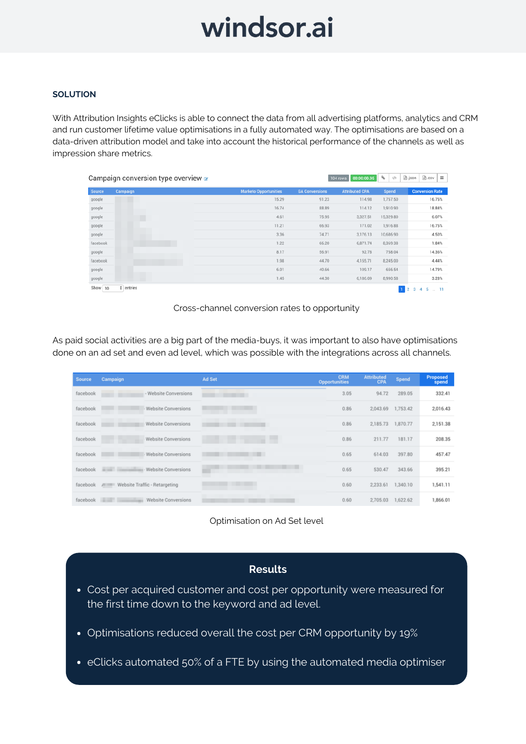### SOLUTION

With Attribution Insights eClicks is able to connect the data from all advertising platforms, analytics and CRM and run customer lifetime value optimisations in a fully automated way. The optimisations are based on a data-driven attribution model and take into account the historical performance of the channels as well as impression share metrics.

Campaign conversion type overview

104 rows | 00:00:00.96 | .json | .csv

| Source | Campaign | Marketo Opportunities | GA Conversions | Attributed CPA | Spend | Conversion Rate |
|---|---|---|---|---|---|---|
| google | | 15.29 | 91.23 | 114.98 | 1,757.50 | 16.75% |
| google | | 16.74 | 88.89 | 114.12 | 1,910.90 | 18.84% |
| google | | 4.61 | 75.95 | 3,327.51 | 15,329.80 | 6.07% |
| google | | 11.21 | 66.93 | 171.02 | 1,916.88 | 16.75% |
| google | | 3.36 | 74.71 | 3,176.13 | 10,686.90 | 4.50% |
| facebook | | 1.22 | 66.20 | 6,871.74 | 8,369.38 | 1.84% |
| google | | 8.17 | 56.91 | 92.78 | 758.04 | 14.35% |
| facebook | | 1.98 | 44.70 | 4,155.71 | 8,245.00 | 4.44% |
| google | | 6.01 | 40.66 | 109.17 | 656.64 | 14.79% |
| google | | 1.45 | 44.30 | 6,186.09 | 8,990.58 | 3.28% |

Show 10 entries

1 2 3 4 5 ... 11

Cross-channel conversion rates to opportunity

As paid social activities are a big part of the media-buys, it was important to also have optimisations done on an ad set and even ad level, which was possible with the integrations across all channels.

| Source | Campaign | Ad Set | CRM Opportunities | Attributed CPA | Spend | Proposed spend |
|---|---|---|---|---|---|---|
| facebook | - Website Conversions | | 3.05 | 94.72 | 289.05 | 332.41 |
| facebook | Website Conversions | | 0.86 | 2,043.69 | 1,753.42 | 2,016.43 |
| facebook | Website Conversions | | 0.86 | 2,185.73 | 1,870.77 | 2,151.38 |
| facebook | Website Conversions | | 0.86 | 211.77 | 181.17 | 208.35 |
| facebook | Website Conversions | | 0.65 | 614.03 | 397.80 | 457.47 |
| facebook | Website Conversions | | 0.65 | 530.47 | 343.66 | 395.21 |
| facebook | Website Traffic - Retargeting | | 0.60 | 2,233.61 | 1,340.10 | 1,541.11 |
| facebook | Website Conversions | | 0.60 | 2,705.03 | 1,622.62 | 1,866.01 |

Optimisation on Ad Set level

### Results

- Cost per acquired customer and cost per opportunity were measured for the first time down to the keyword and ad level.
- Optimisations reduced overall the cost per CRM opportunity by 19%
- eClicks automated 50% of a FTE by using the automated media optimiser